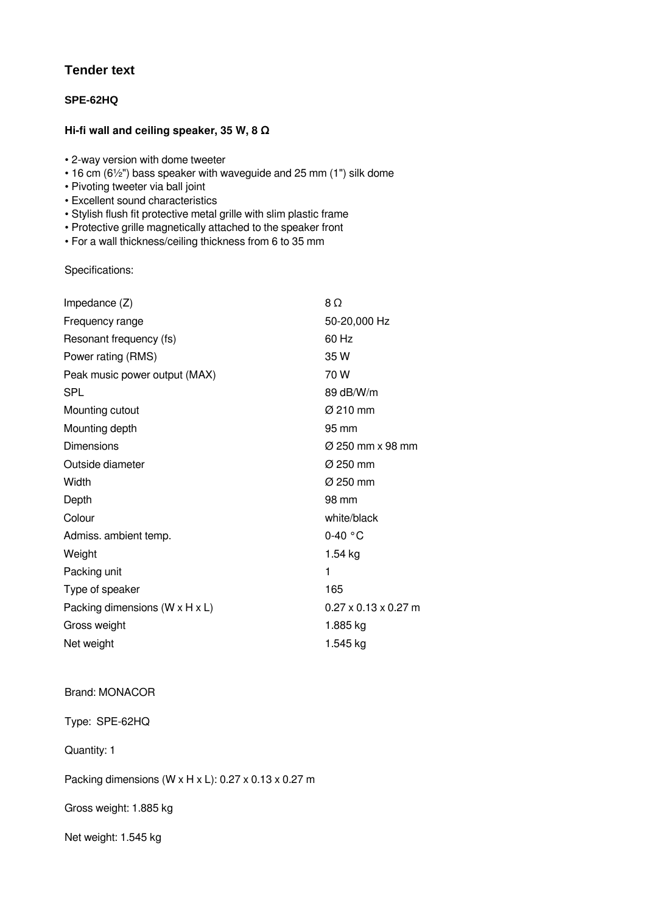## Tender text

### SPE-62HQ

### Hi-fi wall and ceiling speaker, 35 W, 8 Ω

- 2-way version with dome tweeter
- 16 cm (6½") bass speaker with waveguide and 25 mm (1") silk dome
- Pivoting tweeter via ball joint
- Excellent sound characteristics
- Stylish flush fit protective metal grille with slim plastic frame
- Protective grille magnetically attached to the speaker front
- For a wall thickness/ceiling thickness from 6 to 35 mm

Specifications:

| | |
|---|---|
| Impedance (Z) | 8 Ω |
| Frequency range | 50-20,000 Hz |
| Resonant frequency (fs) | 60 Hz |
| Power rating (RMS) | 35 W |
| Peak music power output (MAX) | 70 W |
| SPL | 89 dB/W/m |
| Mounting cutout | Ø 210 mm |
| Mounting depth | 95 mm |
| Dimensions | Ø 250 mm x 98 mm |
| Outside diameter | Ø 250 mm |
| Width | Ø 250 mm |
| Depth | 98 mm |
| Colour | white/black |
| Admiss. ambient temp. | 0-40 °C |
| Weight | 1.54 kg |
| Packing unit | 1 |
| Type of speaker | 165 |
| Packing dimensions (W x H x L) | 0.27 x 0.13 x 0.27 m |
| Gross weight | 1.885 kg |
| Net weight | 1.545 kg |

Brand: MONACOR

Type: SPE-62HQ

Quantity: 1

Packing dimensions (W x H x L): 0.27 x 0.13 x 0.27 m

Gross weight: 1.885 kg

Net weight: 1.545 kg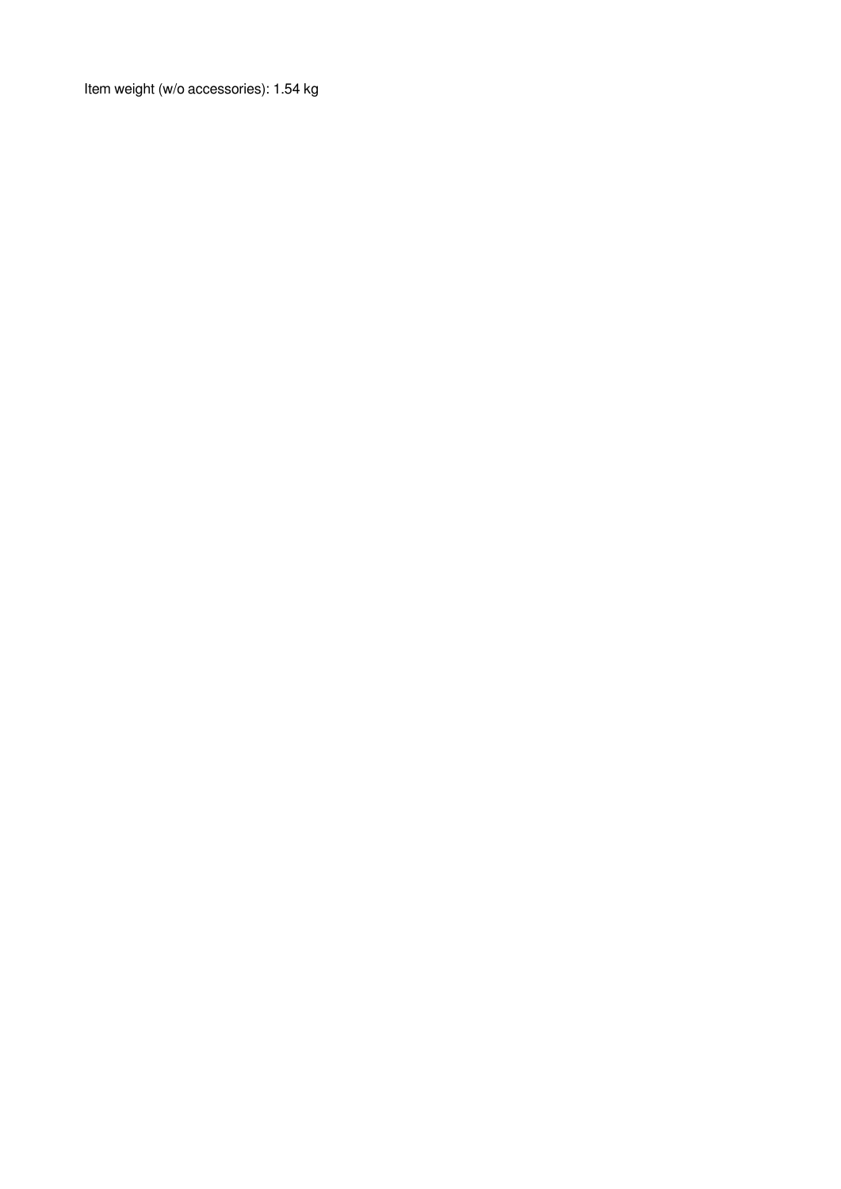Item weight (w/o accessories): 1.54 kg